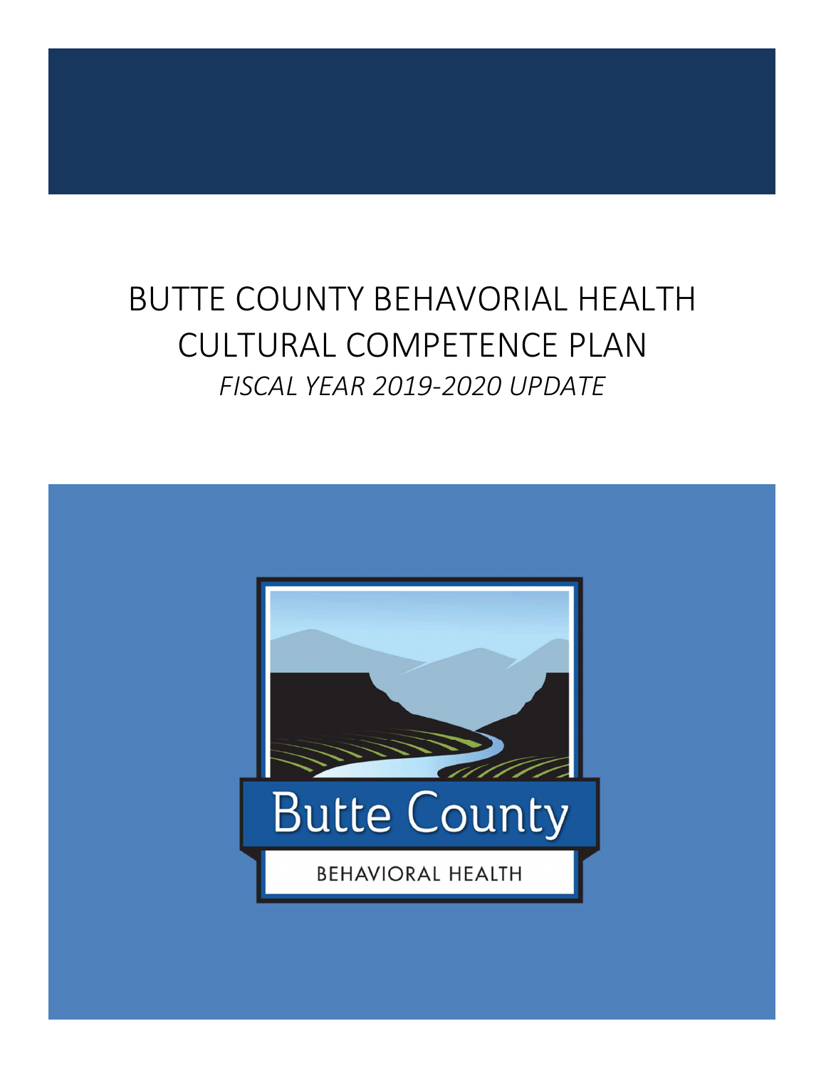# BUTTE COUNTY BEHAVORIAL HEALTH CULTURAL COMPETENCE PLAN

*FISCAL YEAR 2019-2020 UPDATE*

Butte County

BEHAVIORAL HEALTH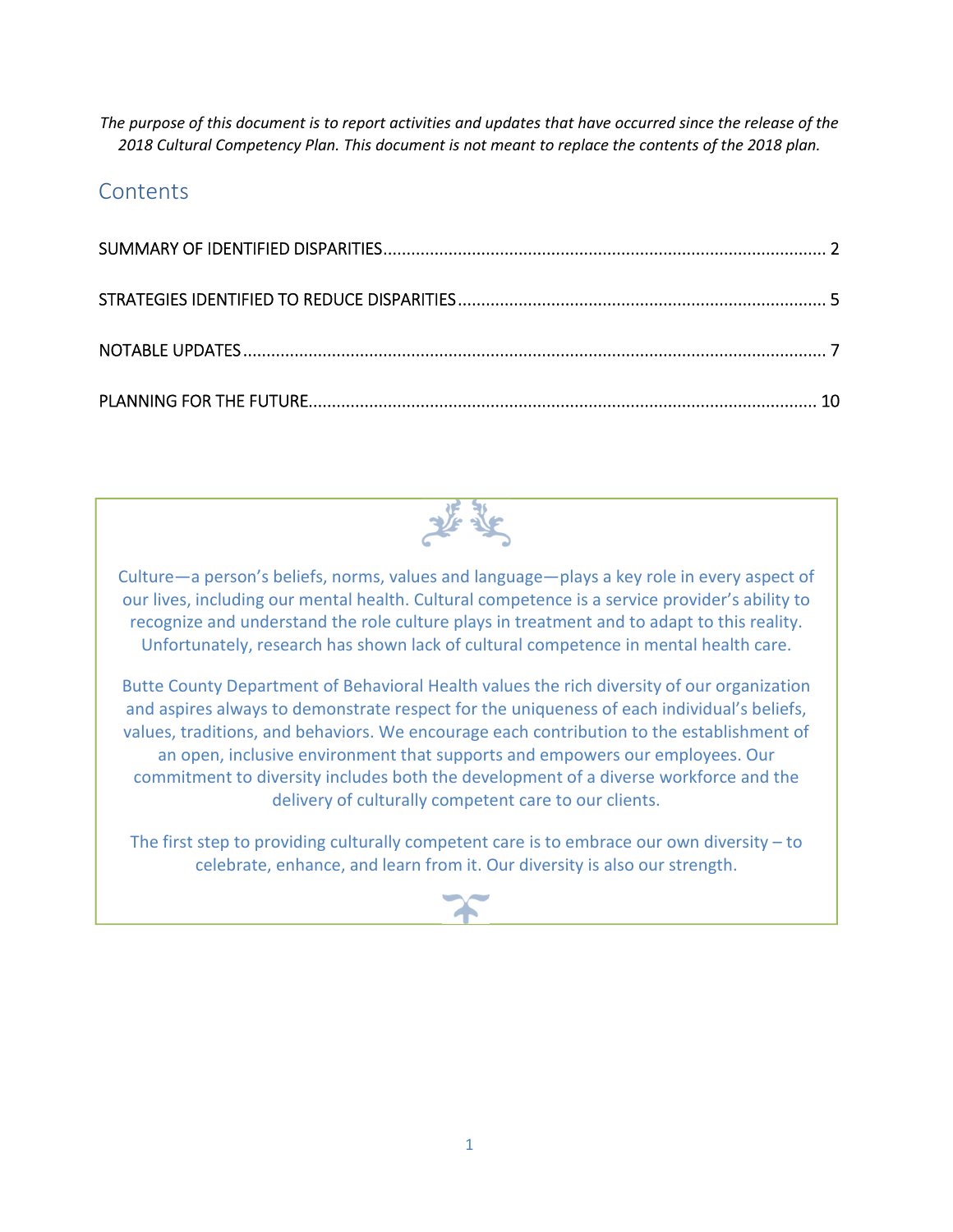*The purpose of this document is to report activities and updates that have occurred since the release of the 2018 Cultural Competency Plan. This document is not meant to replace the contents of the 2018 plan.*

## Contents

SUMMARY OF IDENTIFIED DISPARITIES ........................................................ 2

STRATEGIES IDENTIFIED TO REDUCE DISPARITIES ........................................................ 5

NOTABLE UPDATES ........................................................ 7

PLANNING FOR THE FUTURE ........................................................ 10

Culture—a person's beliefs, norms, values and language—plays a key role in every aspect of our lives, including our mental health. Cultural competence is a service provider's ability to recognize and understand the role culture plays in treatment and to adapt to this reality. Unfortunately, research has shown lack of cultural competence in mental health care.

Butte County Department of Behavioral Health values the rich diversity of our organization and aspires always to demonstrate respect for the uniqueness of each individual's beliefs, values, traditions, and behaviors. We encourage each contribution to the establishment of an open, inclusive environment that supports and empowers our employees. Our commitment to diversity includes both the development of a diverse workforce and the delivery of culturally competent care to our clients.

The first step to providing culturally competent care is to embrace our own diversity – to celebrate, enhance, and learn from it. Our diversity is also our strength.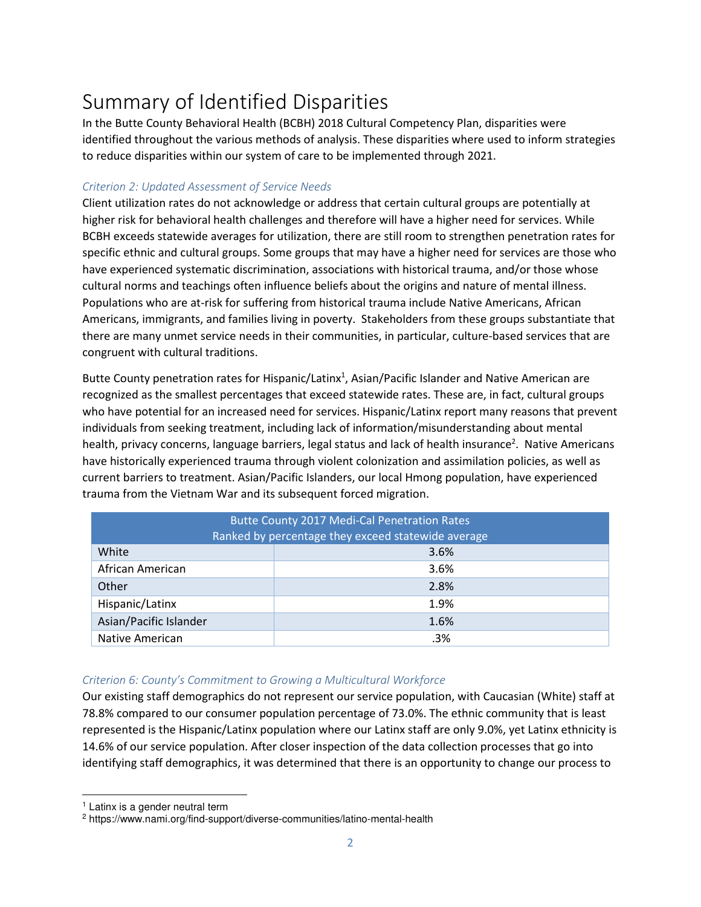# Summary of Identified Disparities

In the Butte County Behavioral Health (BCBH) 2018 Cultural Competency Plan, disparities were identified throughout the various methods of analysis. These disparities where used to inform strategies to reduce disparities within our system of care to be implemented through 2021.

### *Criterion 2: Updated Assessment of Service Needs*

Client utilization rates do not acknowledge or address that certain cultural groups are potentially at higher risk for behavioral health challenges and therefore will have a higher need for services. While BCBH exceeds statewide averages for utilization, there are still room to strengthen penetration rates for specific ethnic and cultural groups. Some groups that may have a higher need for services are those who have experienced systematic discrimination, associations with historical trauma, and/or those whose cultural norms and teachings often influence beliefs about the origins and nature of mental illness. Populations who are at-risk for suffering from historical trauma include Native Americans, African Americans, immigrants, and families living in poverty. Stakeholders from these groups substantiate that there are many unmet service needs in their communities, in particular, culture-based services that are congruent with cultural traditions.

Butte County penetration rates for Hispanic/Latinx[1], Asian/Pacific Islander and Native American are recognized as the smallest percentages that exceed statewide rates. These are, in fact, cultural groups who have potential for an increased need for services. Hispanic/Latinx report many reasons that prevent individuals from seeking treatment, including lack of information/misunderstanding about mental health, privacy concerns, language barriers, legal status and lack of health insurance[2]. Native Americans have historically experienced trauma through violent colonization and assimilation policies, as well as current barriers to treatment. Asian/Pacific Islanders, our local Hmong population, have experienced trauma from the Vietnam War and its subsequent forced migration.

| Butte County 2017 Medi-Cal Penetration Rates<br>Ranked by percentage they exceed statewide average | |
|---|---|
| White | 3.6% |
| African American | 3.6% |
| Other | 2.8% |
| Hispanic/Latinx | 1.9% |
| Asian/Pacific Islander | 1.6% |
| Native American | .3% |

### *Criterion 6: County's Commitment to Growing a Multicultural Workforce*

Our existing staff demographics do not represent our service population, with Caucasian (White) staff at 78.8% compared to our consumer population percentage of 73.0%. The ethnic community that is least represented is the Hispanic/Latinx population where our Latinx staff are only 9.0%, yet Latinx ethnicity is 14.6% of our service population. After closer inspection of the data collection processes that go into identifying staff demographics, it was determined that there is an opportunity to change our process to

[1] Latinx is a gender neutral term

[2] https://www.nami.org/find-support/diverse-communities/latino-mental-health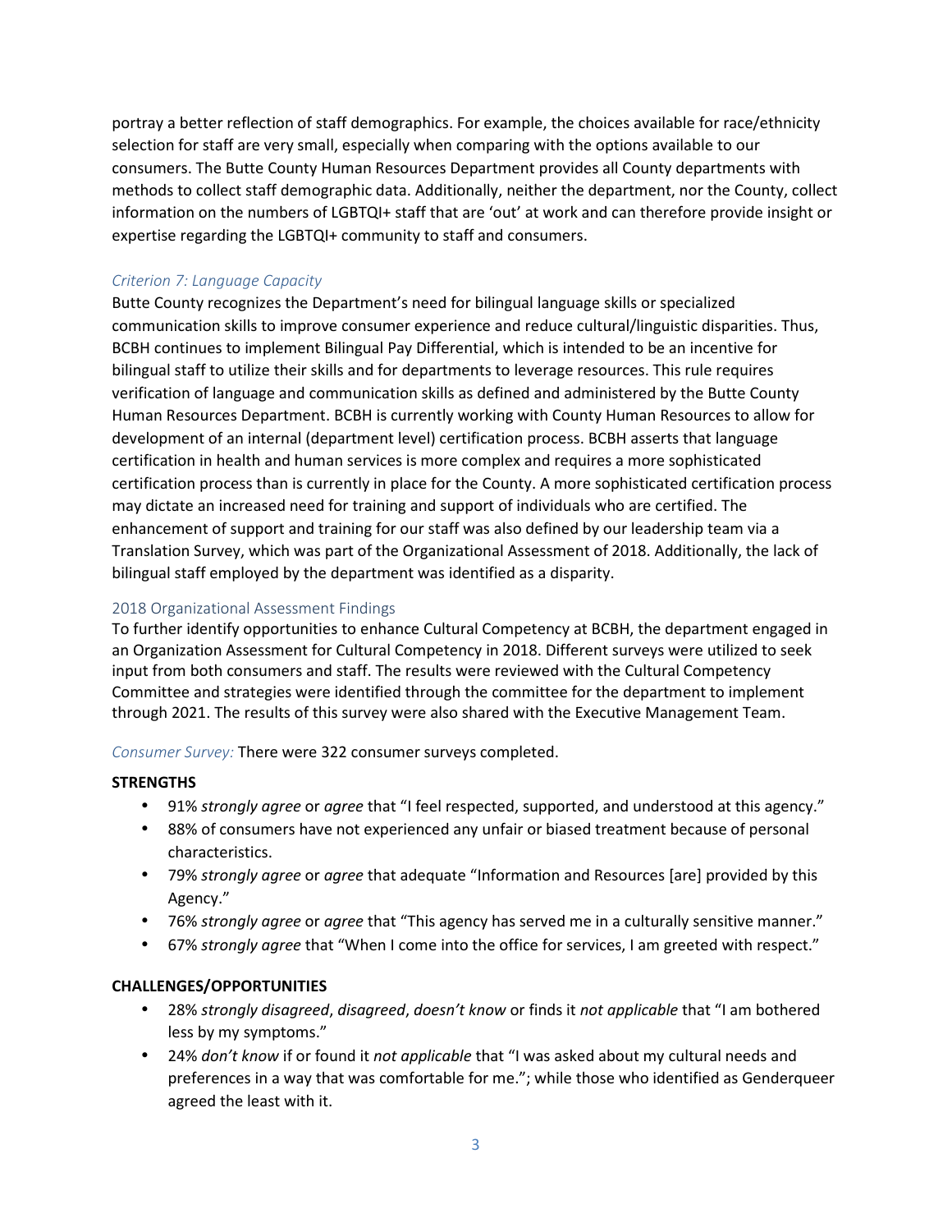portray a better reflection of staff demographics. For example, the choices available for race/ethnicity selection for staff are very small, especially when comparing with the options available to our consumers. The Butte County Human Resources Department provides all County departments with methods to collect staff demographic data. Additionally, neither the department, nor the County, collect information on the numbers of LGBTQI+ staff that are 'out' at work and can therefore provide insight or expertise regarding the LGBTQI+ community to staff and consumers.

#### *Criterion 7: Language Capacity*

Butte County recognizes the Department's need for bilingual language skills or specialized communication skills to improve consumer experience and reduce cultural/linguistic disparities. Thus, BCBH continues to implement Bilingual Pay Differential, which is intended to be an incentive for bilingual staff to utilize their skills and for departments to leverage resources. This rule requires verification of language and communication skills as defined and administered by the Butte County Human Resources Department. BCBH is currently working with County Human Resources to allow for development of an internal (department level) certification process. BCBH asserts that language certification in health and human services is more complex and requires a more sophisticated certification process than is currently in place for the County. A more sophisticated certification process may dictate an increased need for training and support of individuals who are certified. The enhancement of support and training for our staff was also defined by our leadership team via a Translation Survey, which was part of the Organizational Assessment of 2018. Additionally, the lack of bilingual staff employed by the department was identified as a disparity.

### 2018 Organizational Assessment Findings

To further identify opportunities to enhance Cultural Competency at BCBH, the department engaged in an Organization Assessment for Cultural Competency in 2018. Different surveys were utilized to seek input from both consumers and staff. The results were reviewed with the Cultural Competency Committee and strategies were identified through the committee for the department to implement through 2021. The results of this survey were also shared with the Executive Management Team.

*Consumer Survey:* There were 322 consumer surveys completed.

**STRENGTHS**

- 91% *strongly agree* or *agree* that "I feel respected, supported, and understood at this agency."
- 88% of consumers have not experienced any unfair or biased treatment because of personal characteristics.
- 79% *strongly agree* or *agree* that adequate "Information and Resources [are] provided by this Agency."
- 76% *strongly agree* or *agree* that "This agency has served me in a culturally sensitive manner."
- 67% *strongly agree* that "When I come into the office for services, I am greeted with respect."

**CHALLENGES/OPPORTUNITIES**

- 28% *strongly disagreed*, *disagreed*, *doesn't know* or finds it *not applicable* that "I am bothered less by my symptoms."
- 24% *don't know* if or found it *not applicable* that "I was asked about my cultural needs and preferences in a way that was comfortable for me."; while those who identified as Genderqueer agreed the least with it.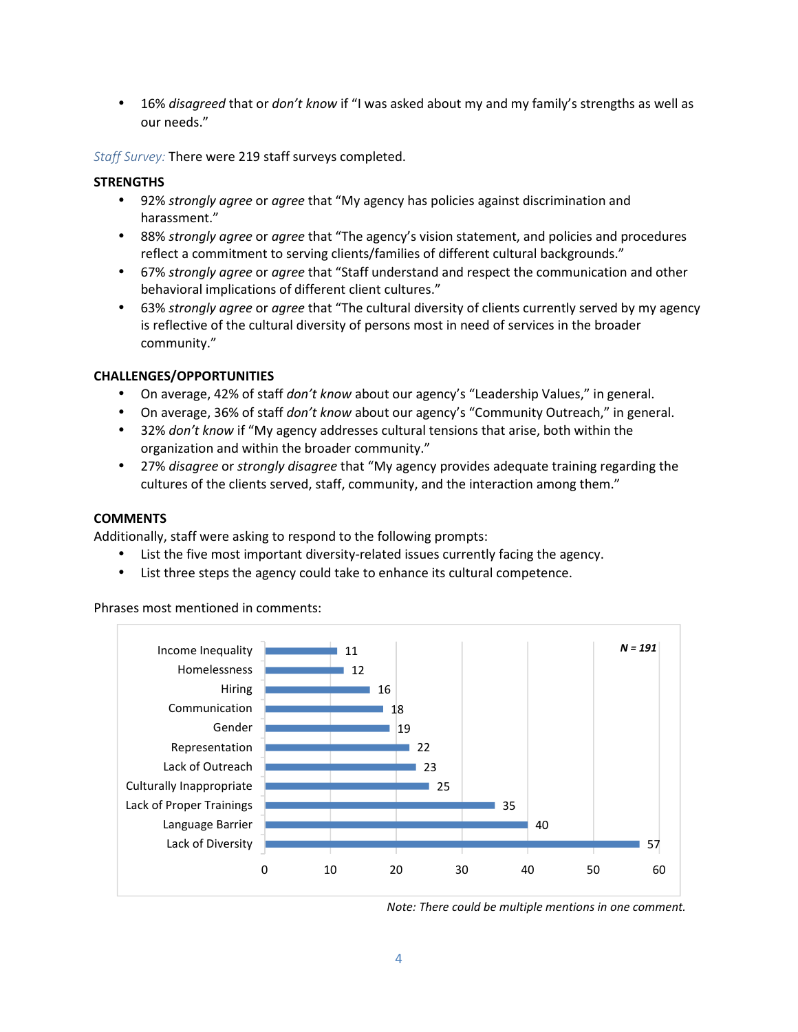- 16% *disagreed* that or *don't know* if "I was asked about my and my family's strengths as well as our needs."

*Staff Survey:* There were 219 staff surveys completed.

**STRENGTHS**

- 92% *strongly agree* or *agree* that "My agency has policies against discrimination and harassment."
- 88% *strongly agree* or *agree* that "The agency's vision statement, and policies and procedures reflect a commitment to serving clients/families of different cultural backgrounds."
- 67% *strongly agree* or *agree* that "Staff understand and respect the communication and other behavioral implications of different client cultures."
- 63% *strongly agree* or *agree* that "The cultural diversity of clients currently served by my agency is reflective of the cultural diversity of persons most in need of services in the broader community."

**CHALLENGES/OPPORTUNITIES**

- On average, 42% of staff *don't know* about our agency's "Leadership Values," in general.
- On average, 36% of staff *don't know* about our agency's "Community Outreach," in general.
- 32% *don't know* if "My agency addresses cultural tensions that arise, both within the organization and within the broader community."
- 27% *disagree* or *strongly disagree* that "My agency provides adequate training regarding the cultures of the clients served, staff, community, and the interaction among them."

**COMMENTS**

Additionally, staff were asking to respond to the following prompts:

- List the five most important diversity-related issues currently facing the agency.
- List three steps the agency could take to enhance its cultural competence.

Phrases most mentioned in comments:

| Phrase | Mentions |
|---|---|
| Income Inequality | 11 |
| Homelessness | 12 |
| Hiring | 16 |
| Communication | 18 |
| Gender | 19 |
| Representation | 22 |
| Lack of Outreach | 23 |
| Culturally Inappropriate | 25 |
| Lack of Proper Trainings | 35 |
| Language Barrier | 40 |
| Lack of Diversity | 57 |

*N = 191*

*Note: There could be multiple mentions in one comment.*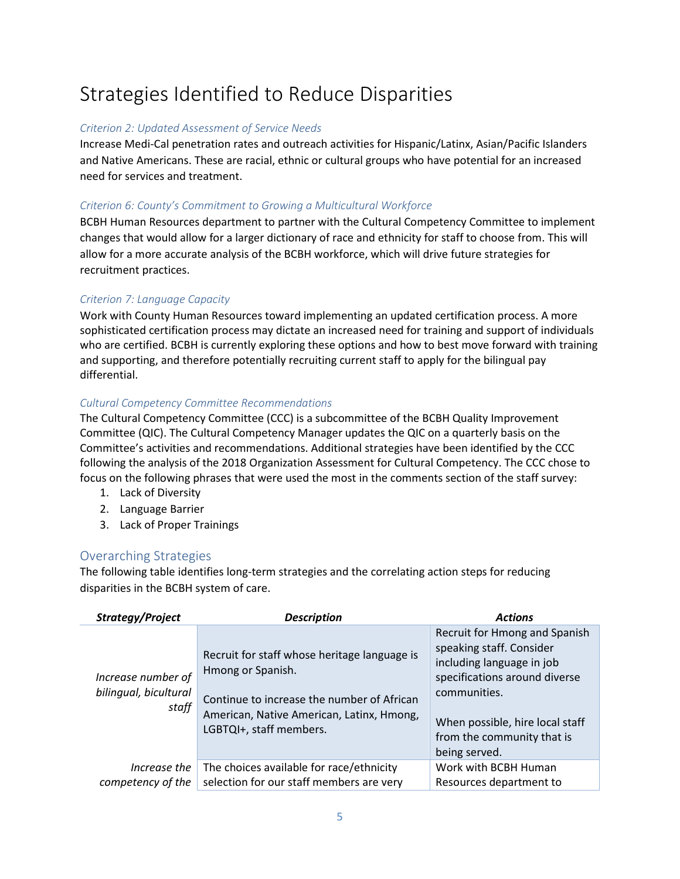# Strategies Identified to Reduce Disparities

*Criterion 2: Updated Assessment of Service Needs*

Increase Medi-Cal penetration rates and outreach activities for Hispanic/Latinx, Asian/Pacific Islanders and Native Americans. These are racial, ethnic or cultural groups who have potential for an increased need for services and treatment.

*Criterion 6: County's Commitment to Growing a Multicultural Workforce*

BCBH Human Resources department to partner with the Cultural Competency Committee to implement changes that would allow for a larger dictionary of race and ethnicity for staff to choose from. This will allow for a more accurate analysis of the BCBH workforce, which will drive future strategies for recruitment practices.

*Criterion 7: Language Capacity*

Work with County Human Resources toward implementing an updated certification process. A more sophisticated certification process may dictate an increased need for training and support of individuals who are certified. BCBH is currently exploring these options and how to best move forward with training and supporting, and therefore potentially recruiting current staff to apply for the bilingual pay differential.

*Cultural Competency Committee Recommendations*

The Cultural Competency Committee (CCC) is a subcommittee of the BCBH Quality Improvement Committee (QIC). The Cultural Competency Manager updates the QIC on a quarterly basis on the Committee's activities and recommendations. Additional strategies have been identified by the CCC following the analysis of the 2018 Organization Assessment for Cultural Competency. The CCC chose to focus on the following phrases that were used the most in the comments section of the staff survey:

1. Lack of Diversity
2. Language Barrier
3. Lack of Proper Trainings

## Overarching Strategies

The following table identifies long-term strategies and the correlating action steps for reducing disparities in the BCBH system of care.

| *Strategy/Project* | *Description* | *Actions* |
|---|---|---|
| *Increase number of bilingual, bicultural staff* | Recruit for staff whose heritage language is Hmong or Spanish.<br><br>Continue to increase the number of African American, Native American, Latinx, Hmong, LGBTQI+, staff members. | Recruit for Hmong and Spanish speaking staff. Consider including language in job specifications around diverse communities.<br><br>When possible, hire local staff from the community that is being served. |
| *Increase the competency of the* | The choices available for race/ethnicity selection for our staff members are very | Work with BCBH Human Resources department to |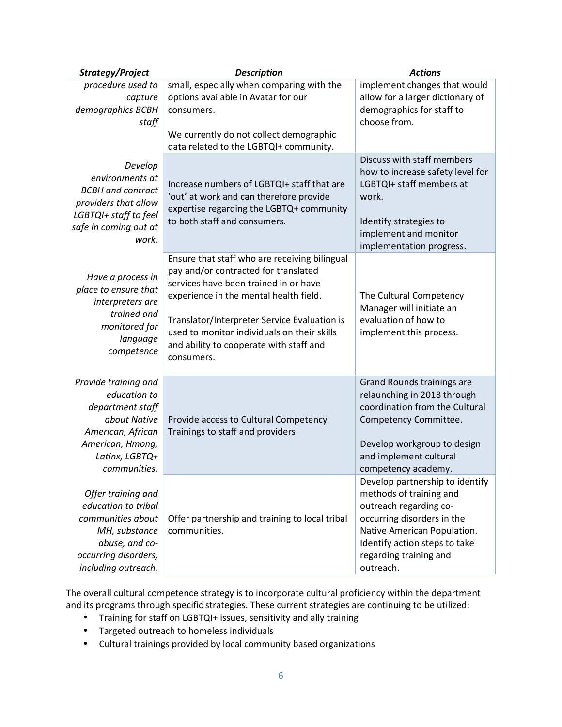| *Strategy/Project* | *Description* | *Actions* |
|---|---|---|
| *procedure used to capture demographics BCBH staff* | small, especially when comparing with the options available in Avatar for our consumers.<br><br>We currently do not collect demographic data related to the LGBTQI+ community. | implement changes that would allow for a larger dictionary of demographics for staff to choose from. |
| *Develop environments at BCBH and contract providers that allow LGBTQI+ staff to feel safe in coming out at work.* | Increase numbers of LGBTQI+ staff that are 'out' at work and can therefore provide expertise regarding the LGBTQ+ community to both staff and consumers. | Discuss with staff members how to increase safety level for LGBTQI+ staff members at work.<br><br>Identify strategies to implement and monitor implementation progress. |
| *Have a process in place to ensure that interpreters are trained and monitored for language competence* | Ensure that staff who are receiving bilingual pay and/or contracted for translated services have been trained in or have experience in the mental health field.<br><br>Translator/Interpreter Service Evaluation is used to monitor individuals on their skills and ability to cooperate with staff and consumers. | The Cultural Competency Manager will initiate an evaluation of how to implement this process. |
| *Provide training and education to department staff about Native American, African American, Hmong, Latinx, LGBTQ+ communities.* | Provide access to Cultural Competency Trainings to staff and providers | Grand Rounds trainings are relaunching in 2018 through coordination from the Cultural Competency Committee.<br><br>Develop workgroup to design and implement cultural competency academy. |
| *Offer training and education to tribal communities about MH, substance abuse, and co-occurring disorders, including outreach.* | Offer partnership and training to local tribal communities. | Develop partnership to identify methods of training and outreach regarding co-occurring disorders in the Native American Population. Identify action steps to take regarding training and outreach. |

The overall cultural competence strategy is to incorporate cultural proficiency within the department and its programs through specific strategies. These current strategies are continuing to be utilized:

- Training for staff on LGBTQI+ issues, sensitivity and ally training
- Targeted outreach to homeless individuals
- Cultural trainings provided by local community based organizations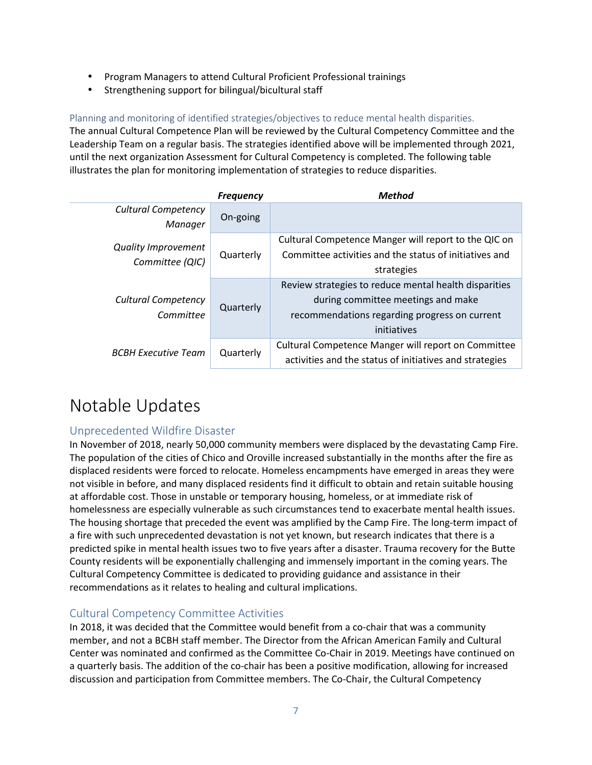- Program Managers to attend Cultural Proficient Professional trainings
- Strengthening support for bilingual/bicultural staff

### Planning and monitoring of identified strategies/objectives to reduce mental health disparities.

The annual Cultural Competence Plan will be reviewed by the Cultural Competency Committee and the Leadership Team on a regular basis. The strategies identified above will be implemented through 2021, until the next organization Assessment for Cultural Competency is completed. The following table illustrates the plan for monitoring implementation of strategies to reduce disparities.

| | ***Frequency*** | ***Method*** |
|---|---|---|
| *Cultural Competency Manager* | On-going | |
| *Quality Improvement Committee (QIC)* | Quarterly | Cultural Competence Manger will report to the QIC on Committee activities and the status of initiatives and strategies |
| *Cultural Competency Committee* | Quarterly | Review strategies to reduce mental health disparities during committee meetings and make recommendations regarding progress on current initiatives |
| *BCBH Executive Team* | Quarterly | Cultural Competence Manger will report on Committee activities and the status of initiatives and strategies |

# Notable Updates

## Unprecedented Wildfire Disaster

In November of 2018, nearly 50,000 community members were displaced by the devastating Camp Fire. The population of the cities of Chico and Oroville increased substantially in the months after the fire as displaced residents were forced to relocate. Homeless encampments have emerged in areas they were not visible in before, and many displaced residents find it difficult to obtain and retain suitable housing at affordable cost. Those in unstable or temporary housing, homeless, or at immediate risk of homelessness are especially vulnerable as such circumstances tend to exacerbate mental health issues. The housing shortage that preceded the event was amplified by the Camp Fire. The long-term impact of a fire with such unprecedented devastation is not yet known, but research indicates that there is a predicted spike in mental health issues two to five years after a disaster. Trauma recovery for the Butte County residents will be exponentially challenging and immensely important in the coming years. The Cultural Competency Committee is dedicated to providing guidance and assistance in their recommendations as it relates to healing and cultural implications.

## Cultural Competency Committee Activities

In 2018, it was decided that the Committee would benefit from a co-chair that was a community member, and not a BCBH staff member. The Director from the African American Family and Cultural Center was nominated and confirmed as the Committee Co-Chair in 2019. Meetings have continued on a quarterly basis. The addition of the co-chair has been a positive modification, allowing for increased discussion and participation from Committee members. The Co-Chair, the Cultural Competency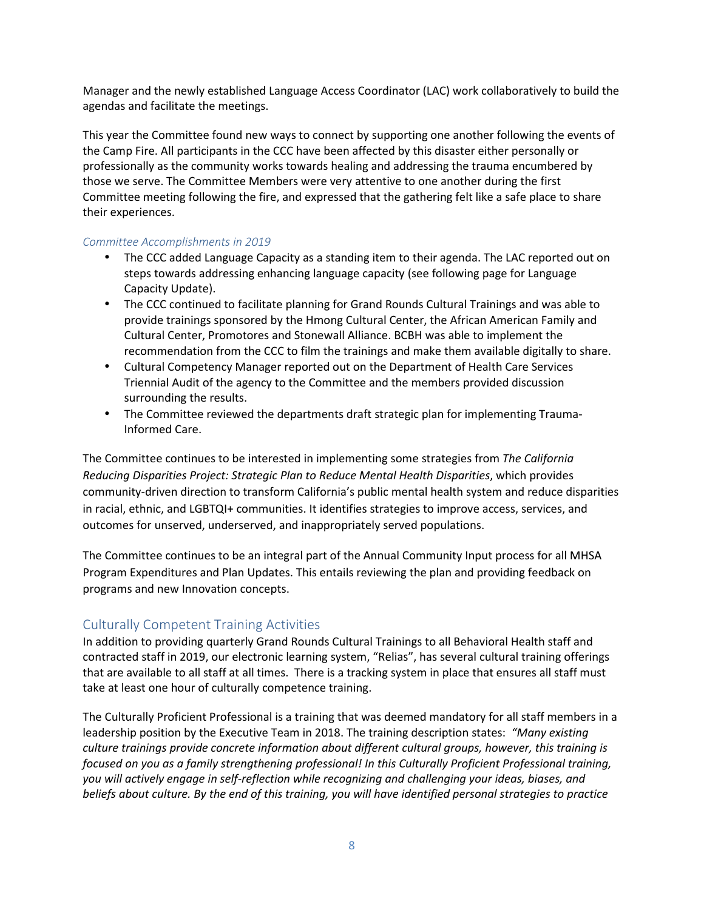Manager and the newly established Language Access Coordinator (LAC) work collaboratively to build the agendas and facilitate the meetings.

This year the Committee found new ways to connect by supporting one another following the events of the Camp Fire. All participants in the CCC have been affected by this disaster either personally or professionally as the community works towards healing and addressing the trauma encumbered by those we serve. The Committee Members were very attentive to one another during the first Committee meeting following the fire, and expressed that the gathering felt like a safe place to share their experiences.

### *Committee Accomplishments in 2019*

- The CCC added Language Capacity as a standing item to their agenda. The LAC reported out on steps towards addressing enhancing language capacity (see following page for Language Capacity Update).
- The CCC continued to facilitate planning for Grand Rounds Cultural Trainings and was able to provide trainings sponsored by the Hmong Cultural Center, the African American Family and Cultural Center, Promotores and Stonewall Alliance. BCBH was able to implement the recommendation from the CCC to film the trainings and make them available digitally to share.
- Cultural Competency Manager reported out on the Department of Health Care Services Triennial Audit of the agency to the Committee and the members provided discussion surrounding the results.
- The Committee reviewed the departments draft strategic plan for implementing Trauma-Informed Care.

The Committee continues to be interested in implementing some strategies from *The California Reducing Disparities Project: Strategic Plan to Reduce Mental Health Disparities*, which provides community-driven direction to transform California's public mental health system and reduce disparities in racial, ethnic, and LGBTQI+ communities. It identifies strategies to improve access, services, and outcomes for unserved, underserved, and inappropriately served populations.

The Committee continues to be an integral part of the Annual Community Input process for all MHSA Program Expenditures and Plan Updates. This entails reviewing the plan and providing feedback on programs and new Innovation concepts.

## Culturally Competent Training Activities

In addition to providing quarterly Grand Rounds Cultural Trainings to all Behavioral Health staff and contracted staff in 2019, our electronic learning system, "Relias", has several cultural training offerings that are available to all staff at all times. There is a tracking system in place that ensures all staff must take at least one hour of culturally competence training.

The Culturally Proficient Professional is a training that was deemed mandatory for all staff members in a leadership position by the Executive Team in 2018. The training description states: *"Many existing culture trainings provide concrete information about different cultural groups, however, this training is focused on you as a family strengthening professional! In this Culturally Proficient Professional training, you will actively engage in self-reflection while recognizing and challenging your ideas, biases, and beliefs about culture. By the end of this training, you will have identified personal strategies to practice*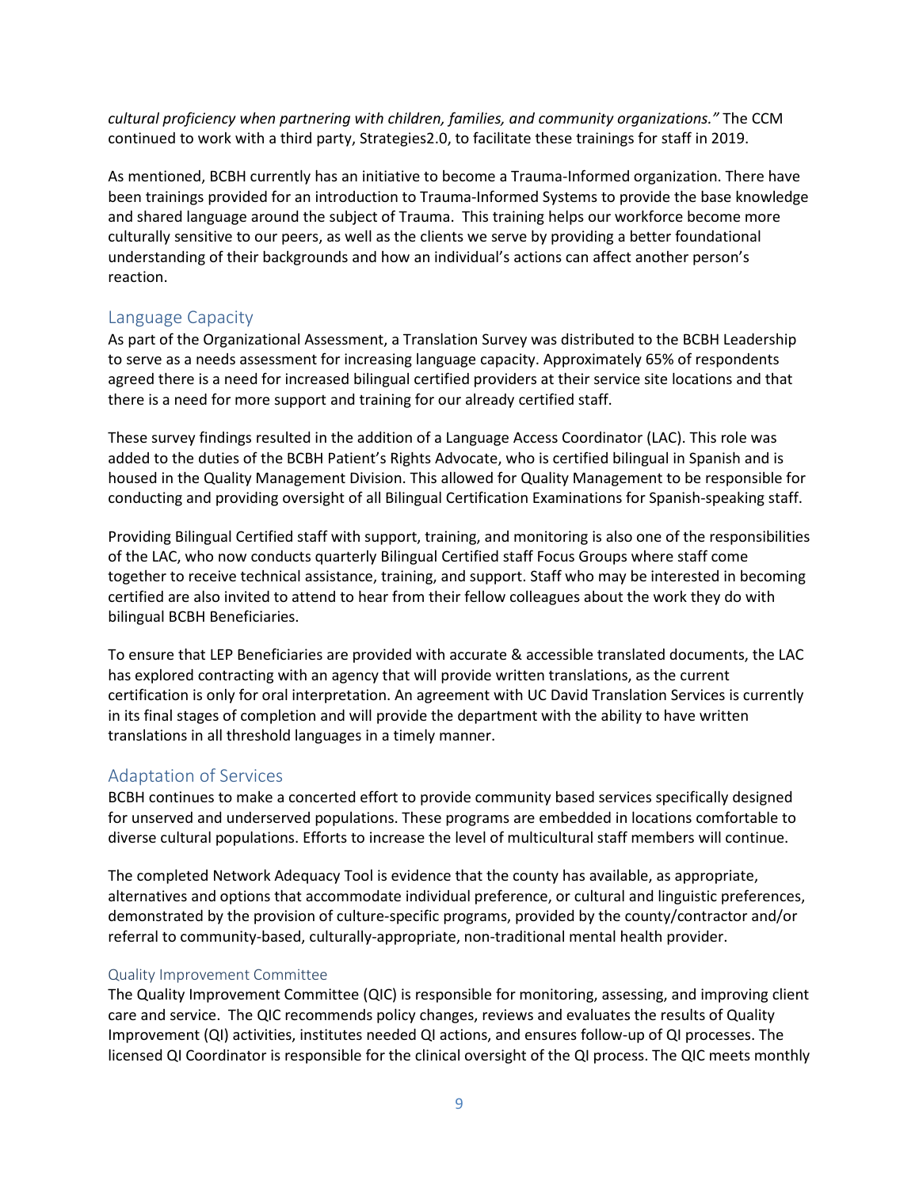*cultural proficiency when partnering with children, families, and community organizations."* The CCM continued to work with a third party, Strategies2.0, to facilitate these trainings for staff in 2019.

As mentioned, BCBH currently has an initiative to become a Trauma-Informed organization. There have been trainings provided for an introduction to Trauma-Informed Systems to provide the base knowledge and shared language around the subject of Trauma. This training helps our workforce become more culturally sensitive to our peers, as well as the clients we serve by providing a better foundational understanding of their backgrounds and how an individual's actions can affect another person's reaction.

## Language Capacity

As part of the Organizational Assessment, a Translation Survey was distributed to the BCBH Leadership to serve as a needs assessment for increasing language capacity. Approximately 65% of respondents agreed there is a need for increased bilingual certified providers at their service site locations and that there is a need for more support and training for our already certified staff.

These survey findings resulted in the addition of a Language Access Coordinator (LAC). This role was added to the duties of the BCBH Patient's Rights Advocate, who is certified bilingual in Spanish and is housed in the Quality Management Division. This allowed for Quality Management to be responsible for conducting and providing oversight of all Bilingual Certification Examinations for Spanish-speaking staff.

Providing Bilingual Certified staff with support, training, and monitoring is also one of the responsibilities of the LAC, who now conducts quarterly Bilingual Certified staff Focus Groups where staff come together to receive technical assistance, training, and support. Staff who may be interested in becoming certified are also invited to attend to hear from their fellow colleagues about the work they do with bilingual BCBH Beneficiaries.

To ensure that LEP Beneficiaries are provided with accurate & accessible translated documents, the LAC has explored contracting with an agency that will provide written translations, as the current certification is only for oral interpretation. An agreement with UC David Translation Services is currently in its final stages of completion and will provide the department with the ability to have written translations in all threshold languages in a timely manner.

## Adaptation of Services

BCBH continues to make a concerted effort to provide community based services specifically designed for unserved and underserved populations. These programs are embedded in locations comfortable to diverse cultural populations. Efforts to increase the level of multicultural staff members will continue.

The completed Network Adequacy Tool is evidence that the county has available, as appropriate, alternatives and options that accommodate individual preference, or cultural and linguistic preferences, demonstrated by the provision of culture-specific programs, provided by the county/contractor and/or referral to community-based, culturally-appropriate, non-traditional mental health provider.

### Quality Improvement Committee

The Quality Improvement Committee (QIC) is responsible for monitoring, assessing, and improving client care and service. The QIC recommends policy changes, reviews and evaluates the results of Quality Improvement (QI) activities, institutes needed QI actions, and ensures follow-up of QI processes. The licensed QI Coordinator is responsible for the clinical oversight of the QI process. The QIC meets monthly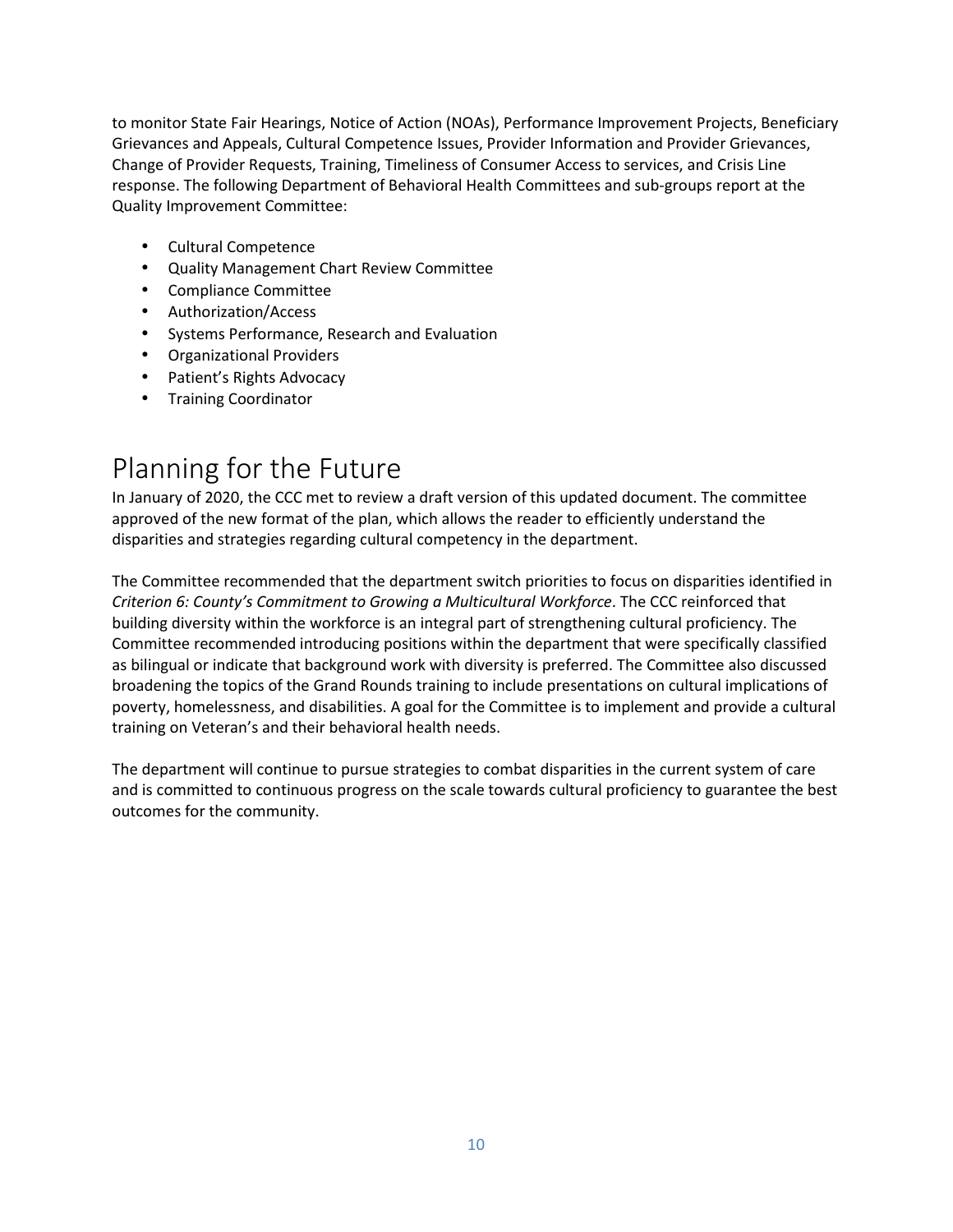to monitor State Fair Hearings, Notice of Action (NOAs), Performance Improvement Projects, Beneficiary Grievances and Appeals, Cultural Competence Issues, Provider Information and Provider Grievances, Change of Provider Requests, Training, Timeliness of Consumer Access to services, and Crisis Line response. The following Department of Behavioral Health Committees and sub-groups report at the Quality Improvement Committee:

- Cultural Competence
- Quality Management Chart Review Committee
- Compliance Committee
- Authorization/Access
- Systems Performance, Research and Evaluation
- Organizational Providers
- Patient's Rights Advocacy
- Training Coordinator

# Planning for the Future

In January of 2020, the CCC met to review a draft version of this updated document. The committee approved of the new format of the plan, which allows the reader to efficiently understand the disparities and strategies regarding cultural competency in the department.

The Committee recommended that the department switch priorities to focus on disparities identified in *Criterion 6: County's Commitment to Growing a Multicultural Workforce*. The CCC reinforced that building diversity within the workforce is an integral part of strengthening cultural proficiency. The Committee recommended introducing positions within the department that were specifically classified as bilingual or indicate that background work with diversity is preferred. The Committee also discussed broadening the topics of the Grand Rounds training to include presentations on cultural implications of poverty, homelessness, and disabilities. A goal for the Committee is to implement and provide a cultural training on Veteran's and their behavioral health needs.

The department will continue to pursue strategies to combat disparities in the current system of care and is committed to continuous progress on the scale towards cultural proficiency to guarantee the best outcomes for the community.